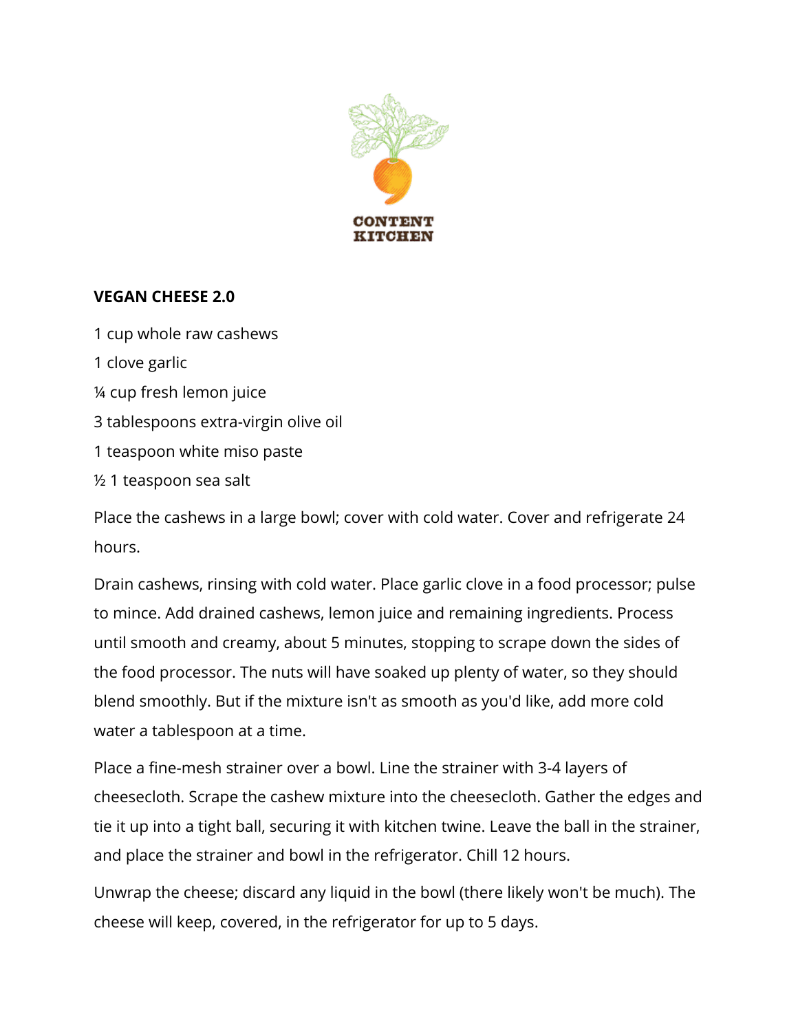CONTENT KITCHEN

**VEGAN CHEESE 2.0**

1 cup whole raw cashews

1 clove garlic

¼ cup fresh lemon juice

3 tablespoons extra-virgin olive oil

1 teaspoon white miso paste

½ 1 teaspoon sea salt

Place the cashews in a large bowl; cover with cold water. Cover and refrigerate 24 hours.

Drain cashews, rinsing with cold water. Place garlic clove in a food processor; pulse to mince. Add drained cashews, lemon juice and remaining ingredients. Process until smooth and creamy, about 5 minutes, stopping to scrape down the sides of the food processor. The nuts will have soaked up plenty of water, so they should blend smoothly. But if the mixture isn't as smooth as you'd like, add more cold water a tablespoon at a time.

Place a fine-mesh strainer over a bowl. Line the strainer with 3-4 layers of cheesecloth. Scrape the cashew mixture into the cheesecloth. Gather the edges and tie it up into a tight ball, securing it with kitchen twine. Leave the ball in the strainer, and place the strainer and bowl in the refrigerator. Chill 12 hours.

Unwrap the cheese; discard any liquid in the bowl (there likely won't be much). The cheese will keep, covered, in the refrigerator for up to 5 days.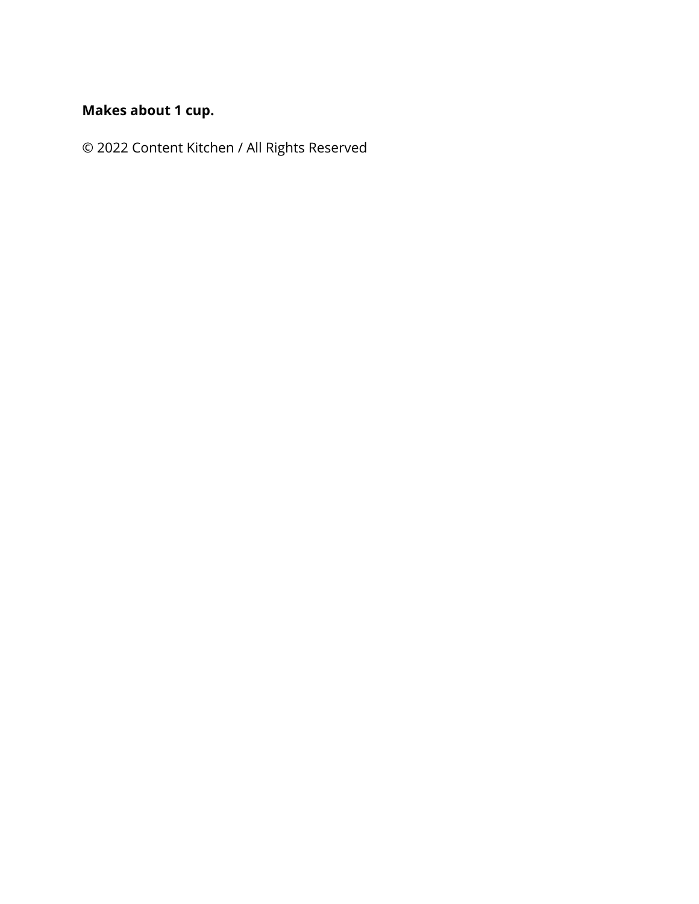**Makes about 1 cup.**

© 2022 Content Kitchen / All Rights Reserved